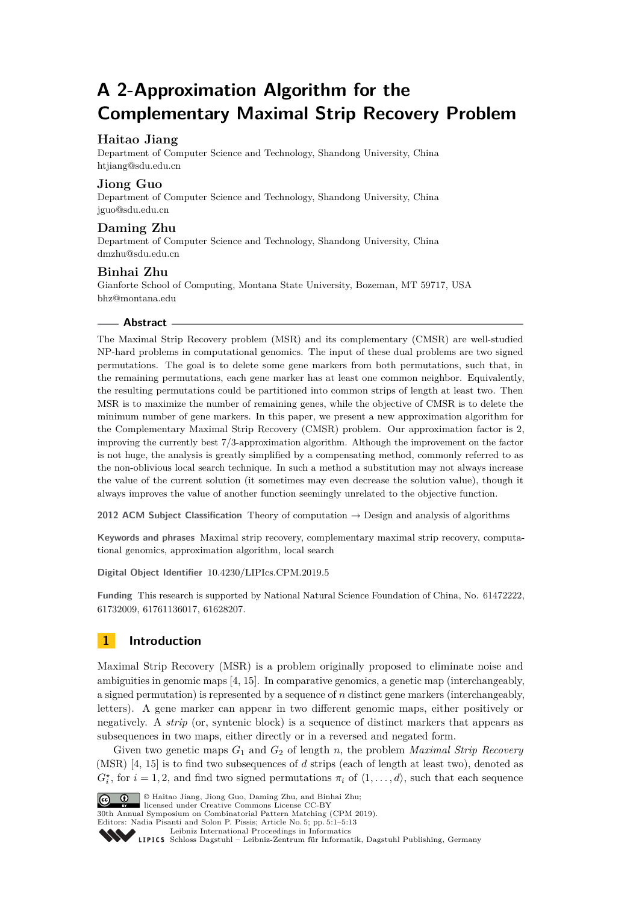# A 2-Approximation Algorithm for the Complementary Maximal Strip Recovery Problem

**Haitao Jiang**
Department of Computer Science and Technology, Shandong University, China
htjiang@sdu.edu.cn

**Jiong Guo**
Department of Computer Science and Technology, Shandong University, China
jguo@sdu.edu.cn

**Daming Zhu**
Department of Computer Science and Technology, Shandong University, China
dmzhu@sdu.edu.cn

**Binhai Zhu**
Gianforte School of Computing, Montana State University, Bozeman, MT 59717, USA
bhz@montana.edu

## Abstract

The Maximal Strip Recovery problem (MSR) and its complementary (CMSR) are well-studied NP-hard problems in computational genomics. The input of these dual problems are two signed permutations. The goal is to delete some gene markers from both permutations, such that, in the remaining permutations, each gene marker has at least one common neighbor. Equivalently, the resulting permutations could be partitioned into common strips of length at least two. Then MSR is to maximize the number of remaining genes, while the objective of CMSR is to delete the minimum number of gene markers. In this paper, we present a new approximation algorithm for the Complementary Maximal Strip Recovery (CMSR) problem. Our approximation factor is 2, improving the currently best 7/3-approximation algorithm. Although the improvement on the factor is not huge, the analysis is greatly simplified by a compensating method, commonly referred to as the non-oblivious local search technique. In such a method a substitution may not always increase the value of the current solution (it sometimes may even decrease the solution value), though it always improves the value of another function seemingly unrelated to the objective function.

**2012 ACM Subject Classification** Theory of computation → Design and analysis of algorithms

**Keywords and phrases** Maximal strip recovery, complementary maximal strip recovery, computational genomics, approximation algorithm, local search

**Digital Object Identifier** 10.4230/LIPIcs.CPM.2019.5

**Funding** This research is supported by National Natural Science Foundation of China, No. 61472222, 61732009, 61761136017, 61628207.

## 1 Introduction

Maximal Strip Recovery (MSR) is a problem originally proposed to eliminate noise and ambiguities in genomic maps [4, 15]. In comparative genomics, a genetic map (interchangeably, a signed permutation) is represented by a sequence of $n$ distinct gene markers (interchangeably, letters). A gene marker can appear in two different genomic maps, either positively or negatively. A *strip* (or, syntenic block) is a sequence of distinct markers that appears as subsequences in two maps, either directly or in a reversed and negated form.

Given two genetic maps $G_1$ and $G_2$ of length $n$, the problem *Maximal Strip Recovery* (MSR) [4, 15] is to find two subsequences of $d$ strips (each of length at least two), denoted as $G_i^\star$, for $i = 1, 2$, and find two signed permutations $\pi_i$ of $\langle 1, \ldots, d\rangle$, such that each sequence

© Haitao Jiang, Jiong Guo, Daming Zhu, and Binhai Zhu;
licensed under Creative Commons License CC-BY
30th Annual Symposium on Combinatorial Pattern Matching (CPM 2019).
Editors: Nadia Pisanti and Solon P. Pissis; Article No. 5; pp. 5:1–5:13
Leibniz International Proceedings in Informatics
Schloss Dagstuhl – Leibniz-Zentrum für Informatik, Dagstuhl Publishing, Germany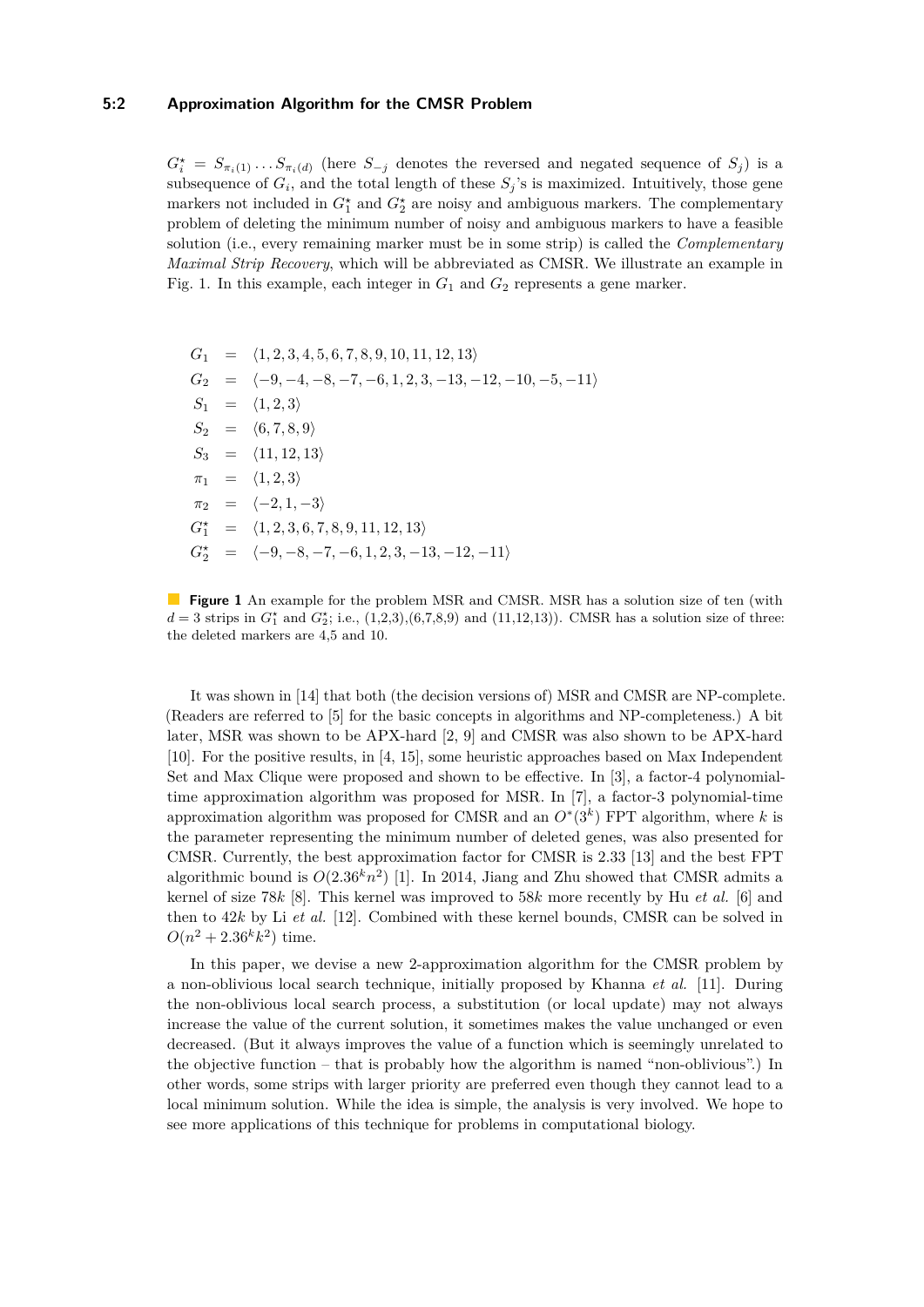$G_i^\star = S_{\pi_i(1)} \ldots S_{\pi_i(d)}$ (here $S_{-j}$ denotes the reversed and negated sequence of $S_j$) is a subsequence of $G_i$, and the total length of these $S_j$'s is maximized. Intuitively, those gene markers not included in $G_1^\star$ and $G_2^\star$ are noisy and ambiguous markers. The complementary problem of deleting the minimum number of noisy and ambiguous markers to have a feasible solution (i.e., every remaining marker must be in some strip) is called the *Complementary Maximal Strip Recovery*, which will be abbreviated as CMSR. We illustrate an example in Fig. 1. In this example, each integer in $G_1$ and $G_2$ represents a gene marker.

$$
\begin{aligned}
G_1 &= \langle 1,2,3,4,5,6,7,8,9,10,11,12,13\rangle \\
G_2 &= \langle -9,-4,-8,-7,-6,1,2,3,-13,-12,-10,-5,-11\rangle \\
S_1 &= \langle 1,2,3\rangle \\
S_2 &= \langle 6,7,8,9\rangle \\
S_3 &= \langle 11,12,13\rangle \\
\pi_1 &= \langle 1,2,3\rangle \\
\pi_2 &= \langle -2,1,-3\rangle \\
G_1^\star &= \langle 1,2,3,6,7,8,9,11,12,13\rangle \\
G_2^\star &= \langle -9,-8,-7,-6,1,2,3,-13,-12,-11\rangle
\end{aligned}
$$

**Figure 1** An example for the problem MSR and CMSR. MSR has a solution size of ten (with $d = 3$ strips in $G_1^\star$ and $G_2^\star$; i.e., (1,2,3),(6,7,8,9) and (11,12,13)). CMSR has a solution size of three: the deleted markers are 4,5 and 10.

It was shown in [14] that both (the decision versions of) MSR and CMSR are NP-complete. (Readers are referred to [5] for the basic concepts in algorithms and NP-completeness.) A bit later, MSR was shown to be APX-hard [2, 9] and CMSR was also shown to be APX-hard [10]. For the positive results, in [4, 15], some heuristic approaches based on Max Independent Set and Max Clique were proposed and shown to be effective. In [3], a factor-4 polynomial-time approximation algorithm was proposed for MSR. In [7], a factor-3 polynomial-time approximation algorithm was proposed for CMSR and an $O^*(3^k)$ FPT algorithm, where $k$ is the parameter representing the minimum number of deleted genes, was also presented for CMSR. Currently, the best approximation factor for CMSR is 2.33 [13] and the best FPT algorithmic bound is $O(2.36^k n^2)$ [1]. In 2014, Jiang and Zhu showed that CMSR admits a kernel of size $78k$ [8]. This kernel was improved to $58k$ more recently by Hu *et al.* [6] and then to $42k$ by Li *et al.* [12]. Combined with these kernel bounds, CMSR can be solved in $O(n^2 + 2.36^k k^2)$ time.

In this paper, we devise a new 2-approximation algorithm for the CMSR problem by a non-oblivious local search technique, initially proposed by Khanna *et al.* [11]. During the non-oblivious local search process, a substitution (or local update) may not always increase the value of the current solution, it sometimes makes the value unchanged or even decreased. (But it always improves the value of a function which is seemingly unrelated to the objective function – that is probably how the algorithm is named "non-oblivious".) In other words, some strips with larger priority are preferred even though they cannot lead to a local minimum solution. While the idea is simple, the analysis is very involved. We hope to see more applications of this technique for problems in computational biology.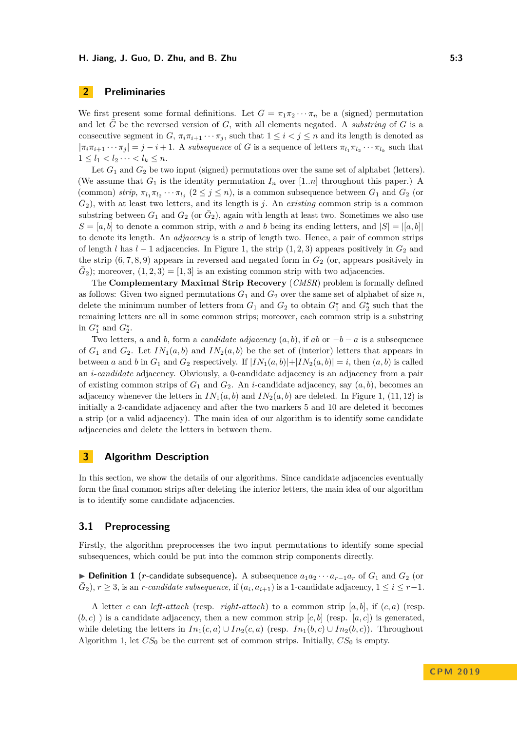## 2 Preliminaries

We first present some formal definitions. Let $G = \pi_1\pi_2\cdots\pi_n$ be a (signed) permutation and let $\bar{G}$ be the reversed version of $G$, with all elements negated. A *substring* of $G$ is a consecutive segment in $G$, $\pi_i\pi_{i+1}\cdots\pi_j$, such that $1 \le i < j \le n$ and its length is denoted as $|\pi_i\pi_{i+1}\cdots\pi_j| = j - i + 1$. A *subsequence* of $G$ is a sequence of letters $\pi_{l_1}\pi_{l_2}\cdots\pi_{l_k}$ such that $1 \le l_1 < l_2 \cdots < l_k \le n$.

Let $G_1$ and $G_2$ be two input (signed) permutations over the same set of alphabet (letters). (We assume that $G_1$ is the identity permutation $I_n$ over $[1..n]$ throughout this paper.) A (common) *strip*, $\pi_{l_1}\pi_{l_2}\cdots\pi_{l_j}$ $(2 \le j \le n)$, is a common subsequence between $G_1$ and $G_2$ (or $\bar{G}_2$), with at least two letters, and its length is $j$. An *existing* common strip is a common substring between $G_1$ and $G_2$ (or $\bar{G}_2$), again with length at least two. Sometimes we also use $S = [a, b]$ to denote a common strip, with $a$ and $b$ being its ending letters, and $|S| = |[a, b]|$ to denote its length. An *adjacency* is a strip of length two. Hence, a pair of common strips of length $l$ has $l - 1$ adjacencies. In Figure 1, the strip $(1, 2, 3)$ appears positively in $G_2$ and the strip $(6, 7, 8, 9)$ appears in reversed and negated form in $G_2$ (or, appears positively in $\bar{G}_2$); moreover, $(1, 2, 3) = [1, 3]$ is an existing common strip with two adjacencies.

The **Complementary Maximal Strip Recovery** (*CMSR*) problem is formally defined as follows: Given two signed permutations $G_1$ and $G_2$ over the same set of alphabet of size $n$, delete the minimum number of letters from $G_1$ and $G_2$ to obtain $G_1^\star$ and $G_2^\star$ such that the remaining letters are all in some common strips; moreover, each common strip is a substring in $G_1^\star$ and $G_2^\star$.

Two letters, $a$ and $b$, form a *candidate adjacency* $(a, b)$, if $ab$ or $-b - a$ is a subsequence of $G_1$ and $G_2$. Let $IN_1(a, b)$ and $IN_2(a, b)$ be the set of (interior) letters that appears in between $a$ and $b$ in $G_1$ and $G_2$ respectively. If $|IN_1(a, b)|+|IN_2(a, b)| = i$, then $(a, b)$ is called an *$i$-candidate* adjacency. Obviously, a 0-candidate adjacency is an adjacency from a pair of existing common strips of $G_1$ and $G_2$. An $i$-candidate adjacency, say $(a, b)$, becomes an adjacency whenever the letters in $IN_1(a, b)$ and $IN_2(a, b)$ are deleted. In Figure 1, $(11, 12)$ is initially a 2-candidate adjacency and after the two markers 5 and 10 are deleted it becomes a strip (or a valid adjacency). The main idea of our algorithm is to identify some candidate adjacencies and delete the letters in between them.

## 3 Algorithm Description

In this section, we show the details of our algorithms. Since candidate adjacencies eventually form the final common strips after deleting the interior letters, the main idea of our algorithm is to identify some candidate adjacencies.

### 3.1 Preprocessing

Firstly, the algorithm preprocesses the two input permutations to identify some special subsequences, which could be put into the common strip components directly.

▶ **Definition 1** (**$r$-candidate subsequence**). A subsequence $a_1a_2\cdots a_{r-1}a_r$ of $G_1$ and $G_2$ (or $\bar{G}_2$), $r \ge 3$, is an *$r$-candidate subsequence,* if $(a_i, a_{i+1})$ is a 1-candidate adjacency, $1 \le i \le r-1$.

A letter $c$ can *left-attach* (resp. *right-attach*) to a common strip $[a, b]$, if $(c, a)$ (resp. $(b, c)$ ) is a candidate adjacency, then a new common strip $[c, b]$ (resp. $[a, c]$) is generated, while deleting the letters in $In_1(c, a) \cup In_2(c, a)$ (resp. $In_1(b, c) \cup In_2(b, c)$). Throughout Algorithm 1, let $CS_0$ be the current set of common strips. Initially, $CS_0$ is empty.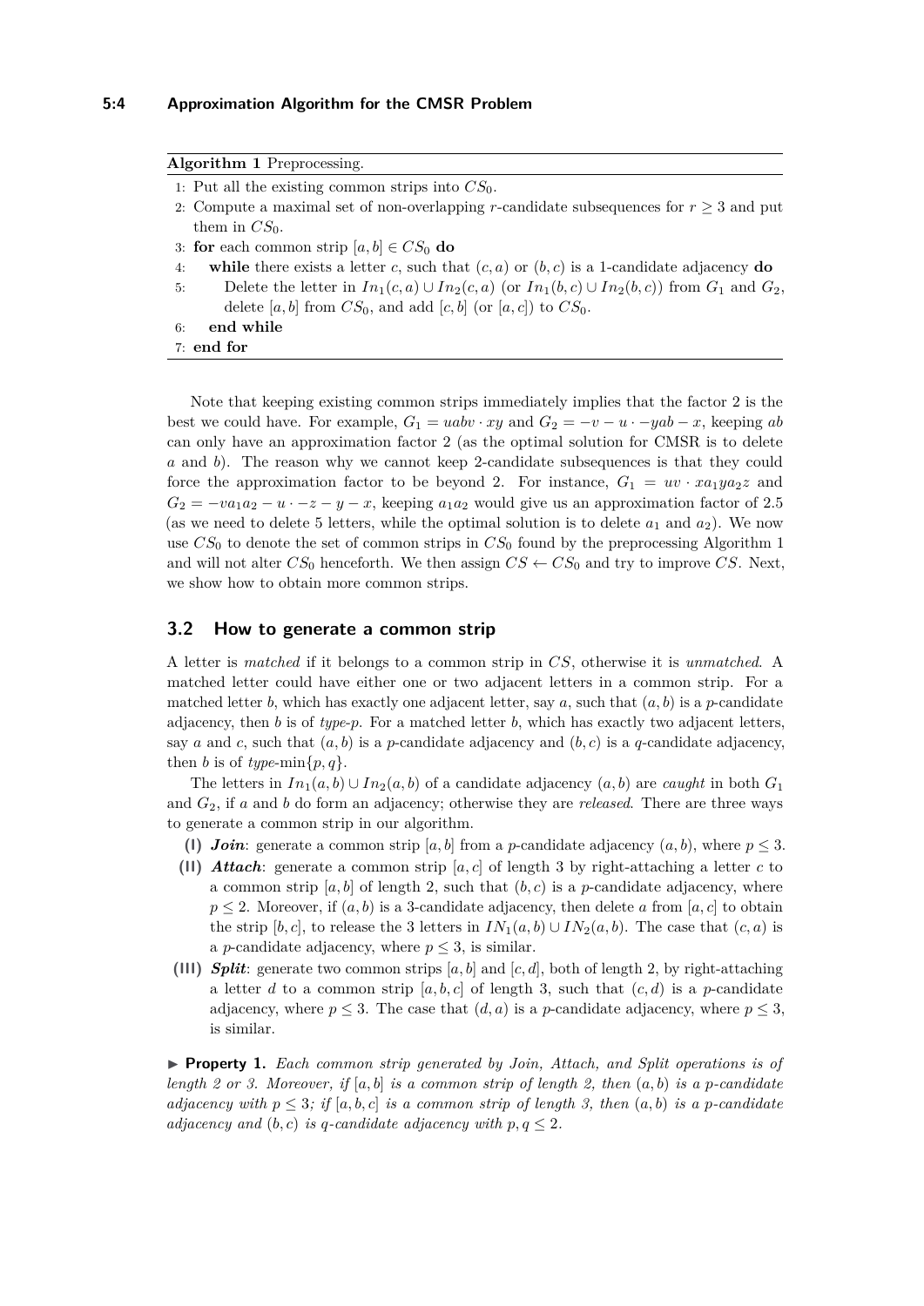**Algorithm 1** Preprocessing.

```
1: Put all the existing common strips into CS_0.
2: Compute a maximal set of non-overlapping r-candidate subsequences for r ≥ 3 and put
   them in CS_0.
3: for each common strip [a, b] ∈ CS_0 do
4:     while there exists a letter c, such that (c, a) or (b, c) is a 1-candidate adjacency do
5:         Delete the letter in In_1(c, a) ∪ In_2(c, a) (or In_1(b, c) ∪ In_2(b, c)) from G_1 and G_2,
           delete [a, b] from CS_0, and add [c, b] (or [a, c]) to CS_0.
6:     end while
7: end for
```

Note that keeping existing common strips immediately implies that the factor 2 is the best we could have. For example, $G_1 = uabv \cdot xy$ and $G_2 = -v - u \cdot -yab - x$, keeping $ab$ can only have an approximation factor 2 (as the optimal solution for CMSR is to delete $a$ and $b$). The reason why we cannot keep 2-candidate subsequences is that they could force the approximation factor to be beyond 2. For instance, $G_1 = uv \cdot xa_1ya_2z$ and $G_2 = -va_1a_2 - u \cdot -z - y - x$, keeping $a_1a_2$ would give us an approximation factor of 2.5 (as we need to delete 5 letters, while the optimal solution is to delete $a_1$ and $a_2$). We now use $CS_0$ to denote the set of common strips in $CS_0$ found by the preprocessing Algorithm 1 and will not alter $CS_0$ henceforth. We then assign $CS \leftarrow CS_0$ and try to improve $CS$. Next, we show how to obtain more common strips.

## 3.2 How to generate a common strip

A letter is *matched* if it belongs to a common strip in $CS$, otherwise it is *unmatched*. A matched letter could have either one or two adjacent letters in a common strip. For a matched letter $b$, which has exactly one adjacent letter, say $a$, such that $(a, b)$ is a $p$-candidate adjacency, then $b$ is of *type-$p$*. For a matched letter $b$, which has exactly two adjacent letters, say $a$ and $c$, such that $(a, b)$ is a $p$-candidate adjacency and $(b, c)$ is a $q$-candidate adjacency, then $b$ is of *type*-$\min\{p, q\}$.

The letters in $In_1(a, b) \cup In_2(a, b)$ of a candidate adjacency $(a, b)$ are *caught* in both $G_1$ and $G_2$, if $a$ and $b$ do form an adjacency; otherwise they are *released*. There are three ways to generate a common strip in our algorithm.

**(I)** ***Join***: generate a common strip $[a, b]$ from a $p$-candidate adjacency $(a, b)$, where $p \leq 3$.

**(II)** ***Attach***: generate a common strip $[a, c]$ of length 3 by right-attaching a letter $c$ to a common strip $[a, b]$ of length 2, such that $(b, c)$ is a $p$-candidate adjacency, where $p \leq 2$. Moreover, if $(a, b)$ is a 3-candidate adjacency, then delete $a$ from $[a, c]$ to obtain the strip $[b, c]$, to release the 3 letters in $IN_1(a, b) \cup IN_2(a, b)$. The case that $(c, a)$ is a $p$-candidate adjacency, where $p \leq 3$, is similar.

**(III)** ***Split***: generate two common strips $[a, b]$ and $[c, d]$, both of length 2, by right-attaching a letter $d$ to a common strip $[a, b, c]$ of length 3, such that $(c, d)$ is a $p$-candidate adjacency, where $p \leq 3$. The case that $(d, a)$ is a $p$-candidate adjacency, where $p \leq 3$, is similar.

▶ **Property 1.** *Each common strip generated by Join, Attach, and Split operations is of length 2 or 3. Moreover, if $[a, b]$ is a common strip of length 2, then $(a, b)$ is a $p$-candidate adjacency with $p \leq 3$; if $[a, b, c]$ is a common strip of length 3, then $(a, b)$ is a $p$-candidate adjacency and $(b, c)$ is $q$-candidate adjacency with $p, q \leq 2$.*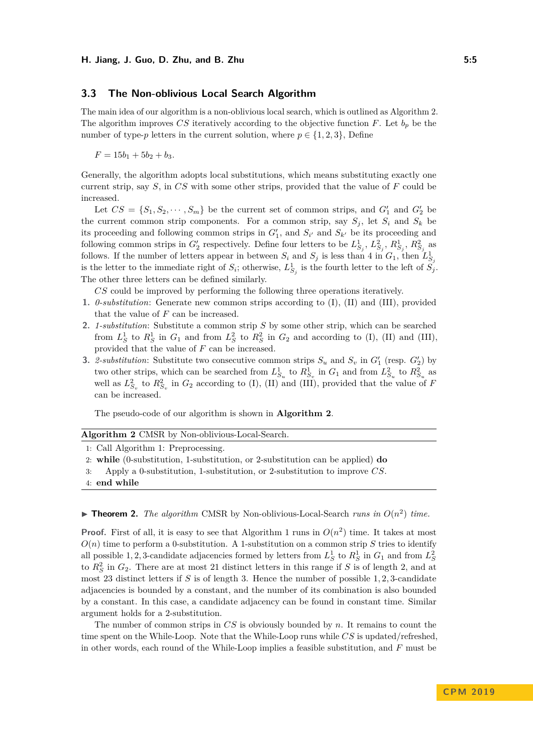### 3.3 The Non-oblivious Local Search Algorithm

The main idea of our algorithm is a non-oblivious local search, which is outlined as Algorithm 2. The algorithm improves $CS$ iteratively according to the objective function $F$. Let $b_p$ be the number of type-$p$ letters in the current solution, where $p \in \{1, 2, 3\}$, Define

$$F = 15b_1 + 5b_2 + b_3.$$

Generally, the algorithm adopts local substitutions, which means substituting exactly one current strip, say $S$, in $CS$ with some other strips, provided that the value of $F$ could be increased.

Let $CS = \{S_1, S_2, \cdots, S_m\}$ be the current set of common strips, and $G'_1$ and $G'_2$ be the current common strip components. For a common strip, say $S_j$, let $S_i$ and $S_k$ be its proceeding and following common strips in $G'_1$, and $S_{i'}$ and $S_{k'}$ be its proceeding and following common strips in $G'_2$ respectively. Define four letters to be $L^1_{S_j}$, $L^2_{S_j}$, $R^1_{S_j}$, $R^2_{S_j}$ as follows. If the number of letters appear in between $S_i$ and $S_j$ is less than 4 in $G_1$, then $L^1_{S_j}$ is the letter to the immediate right of $S_i$; otherwise, $L^1_{S_j}$ is the fourth letter to the left of $S_j$. The other three letters can be defined similarly.

$CS$ could be improved by performing the following three operations iteratively.

1. *0-substitution*: Generate new common strips according to (I), (II) and (III), provided that the value of $F$ can be increased.
2. *1-substitution*: Substitute a common strip $S$ by some other strip, which can be searched from $L^1_S$ to $R^1_S$ in $G_1$ and from $L^2_S$ to $R^2_S$ in $G_2$ and according to (I), (II) and (III), provided that the value of $F$ can be increased.
3. *2-substitution*: Substitute two consecutive common strips $S_u$ and $S_v$ in $G'_1$ (resp. $G'_2$) by two other strips, which can be searched from $L^1_{S_u}$ to $R^1_{S_v}$ in $G_1$ and from $L^2_{S_u}$ to $R^2_{S_u}$ as well as $L^2_{S_v}$ to $R^2_{S_v}$ in $G_2$ according to (I), (II) and (III), provided that the value of $F$ can be increased.

The pseudo-code of our algorithm is shown in **Algorithm 2**.

**Algorithm 2** CMSR by Non-oblivious-Local-Search.

```
1: Call Algorithm 1: Preprocessing.
2: while (0-substitution, 1-substitution, or 2-substitution can be applied) do
3:     Apply a 0-substitution, 1-substitution, or 2-substitution to improve CS.
4: end while
```

▶ **Theorem 2.** *The algorithm* CMSR by Non-oblivious-Local-Search *runs in* $O(n^2)$ *time.*

**Proof.** First of all, it is easy to see that Algorithm 1 runs in $O(n^2)$ time. It takes at most $O(n)$ time to perform a 0-substitution. A 1-substitution on a common strip $S$ tries to identify all possible 1, 2, 3-candidate adjacencies formed by letters from $L^1_S$ to $R^1_S$ in $G_1$ and from $L^2_S$ to $R^2_S$ in $G_2$. There are at most 21 distinct letters in this range if $S$ is of length 2, and at most 23 distinct letters if $S$ is of length 3. Hence the number of possible 1, 2, 3-candidate adjacencies is bounded by a constant, and the number of its combination is also bounded by a constant. In this case, a candidate adjacency can be found in constant time. Similar argument holds for a 2-substitution.

The number of common strips in $CS$ is obviously bounded by $n$. It remains to count the time spent on the While-Loop. Note that the While-Loop runs while $CS$ is updated/refreshed, in other words, each round of the While-Loop implies a feasible substitution, and $F$ must be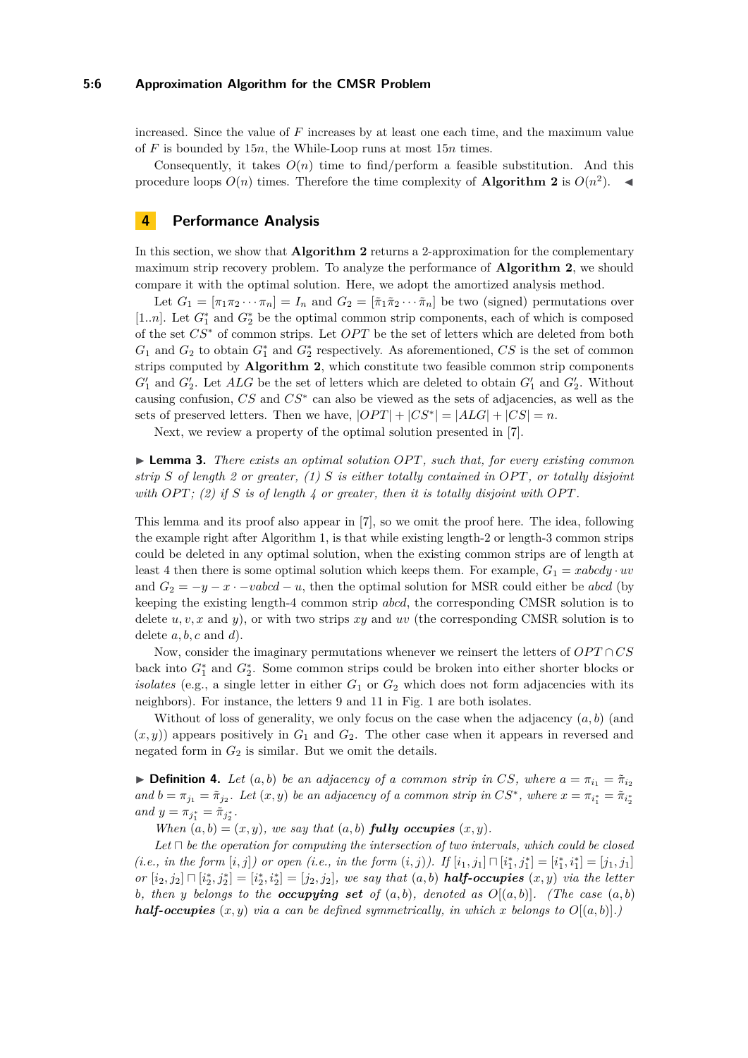increased. Since the value of $F$ increases by at least one each time, and the maximum value of $F$ is bounded by $15n$, the While-Loop runs at most $15n$ times.

Consequently, it takes $O(n)$ time to find/perform a feasible substitution. And this procedure loops $O(n)$ times. Therefore the time complexity of **Algorithm 2** is $O(n^2)$. ◀

## 4 Performance Analysis

In this section, we show that **Algorithm 2** returns a 2-approximation for the complementary maximum strip recovery problem. To analyze the performance of **Algorithm 2**, we should compare it with the optimal solution. Here, we adopt the amortized analysis method.

Let $G_1 = [\pi_1\pi_2 \cdots \pi_n] = I_n$ and $G_2 = [\tilde{\pi}_1\tilde{\pi}_2 \cdots \tilde{\pi}_n]$ be two (signed) permutations over $[1..n]$. Let $G_1^*$ and $G_2^*$ be the optimal common strip components, each of which is composed of the set $CS^*$ of common strips. Let $OPT$ be the set of letters which are deleted from both $G_1$ and $G_2$ to obtain $G_1^*$ and $G_2^*$ respectively. As aforementioned, $CS$ is the set of common strips computed by **Algorithm 2**, which constitute two feasible common strip components $G_1'$ and $G_2'$. Let $ALG$ be the set of letters which are deleted to obtain $G_1'$ and $G_2'$. Without causing confusion, $CS$ and $CS^*$ can also be viewed as the sets of adjacencies, as well as the sets of preserved letters. Then we have, $|OPT| + |CS^*| = |ALG| + |CS| = n$.

Next, we review a property of the optimal solution presented in [7].

▶ **Lemma 3.** *There exists an optimal solution $OPT$, such that, for every existing common strip $S$ of length 2 or greater, (1) $S$ is either totally contained in $OPT$, or totally disjoint with $OPT$; (2) if $S$ is of length 4 or greater, then it is totally disjoint with $OPT$.*

This lemma and its proof also appear in [7], so we omit the proof here. The idea, following the example right after Algorithm 1, is that while existing length-2 or length-3 common strips could be deleted in any optimal solution, when the existing common strips are of length at least 4 then there is some optimal solution which keeps them. For example, $G_1 = xabcdy \cdot uv$ and $G_2 = -y - x \cdot -vabcd - u$, then the optimal solution for MSR could either be $abcd$ (by keeping the existing length-4 common strip $abcd$, the corresponding CMSR solution is to delete $u, v, x$ and $y$), or with two strips $xy$ and $uv$ (the corresponding CMSR solution is to delete $a, b, c$ and $d$).

Now, consider the imaginary permutations whenever we reinsert the letters of $OPT \cap CS$ back into $G_1^*$ and $G_2^*$. Some common strips could be broken into either shorter blocks or *isolates* (e.g., a single letter in either $G_1$ or $G_2$ which does not form adjacencies with its neighbors). For instance, the letters 9 and 11 in Fig. 1 are both isolates.

Without of loss of generality, we only focus on the case when the adjacency $(a, b)$ (and $(x, y)$) appears positively in $G_1$ and $G_2$. The other case when it appears in reversed and negated form in $G_2$ is similar. But we omit the details.

▶ **Definition 4.** *Let $(a, b)$ be an adjacency of a common strip in $CS$, where $a = \pi_{i_1} = \tilde{\pi}_{i_2}$ and $b = \pi_{j_1} = \tilde{\pi}_{j_2}$. Let $(x, y)$ be an adjacency of a common strip in $CS^*$, where $x = \pi_{i_1^*} = \tilde{\pi}_{i_2^*}$ and $y = \pi_{j_1^*} = \tilde{\pi}_{j_2^*}$.*

*When $(a, b) = (x, y)$, we say that $(a, b)$* ***fully occupies*** *$(x, y)$.*

*Let $\sqcap$ be the operation for computing the intersection of two intervals, which could be closed (i.e., in the form $[i, j]$) or open (i.e., in the form $(i, j)$). If $[i_1, j_1] \sqcap [i_1^*, j_1^*] = [i_1^*, i_1^*] = [j_1, j_1]$ or $[i_2, j_2] \sqcap [i_2^*, j_2^*] = [i_2^*, i_2^*] = [j_2, j_2]$, we say that $(a, b)$* ***half-occupies*** *$(x, y)$ via the letter $b$, then $y$ belongs to the* ***occupying set*** *of $(a, b)$, denoted as $O[(a, b)]$. (The case $(a, b)$* ***half-occupies*** *$(x, y)$ via $a$ can be defined symmetrically, in which $x$ belongs to $O[(a, b)]$.)*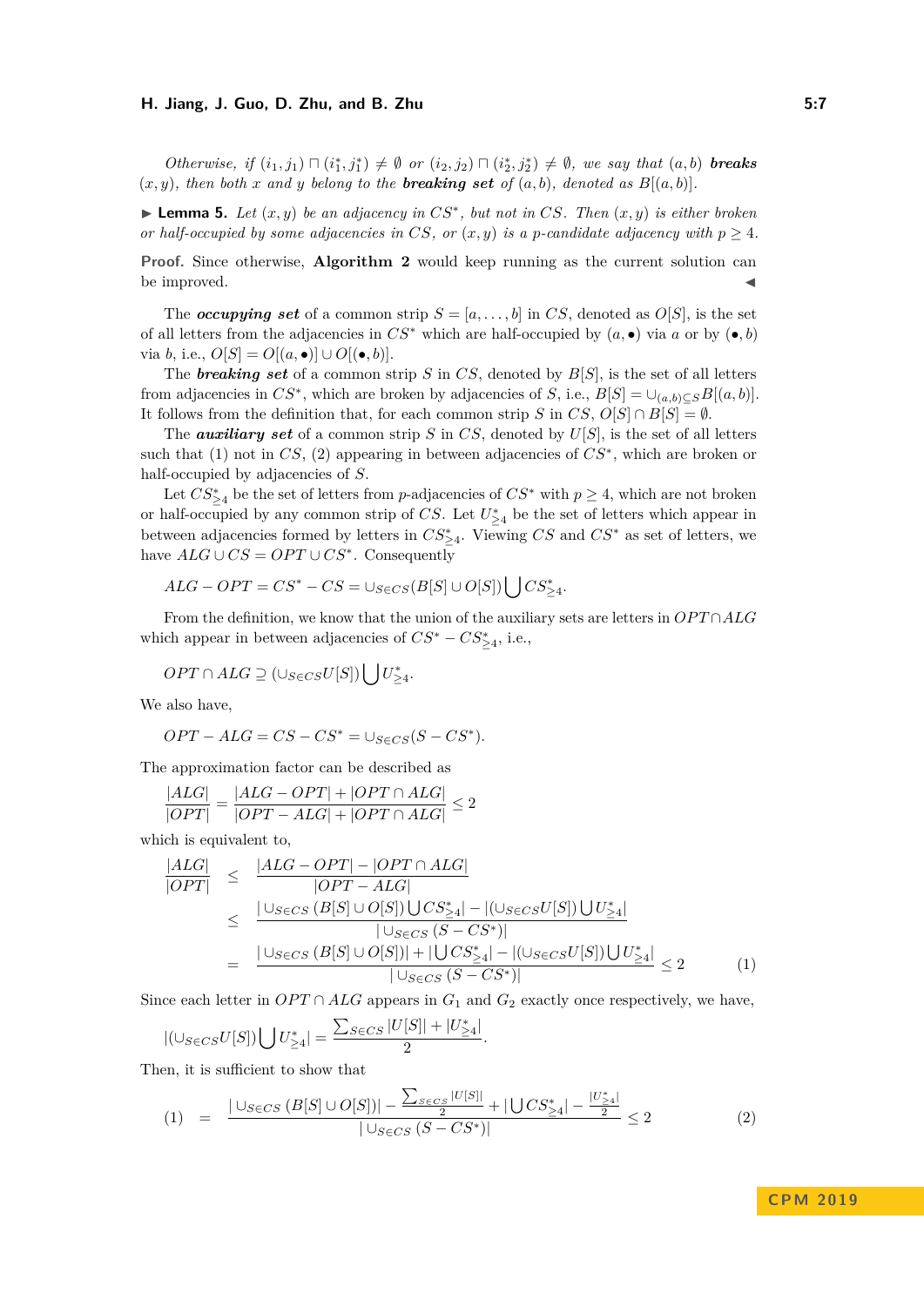*Otherwise, if $(i_1, j_1) \sqcap (i_1^*, j_1^*) \neq \emptyset$ or $(i_2, j_2) \sqcap (i_2^*, j_2^*) \neq \emptyset$, we say that $(a, b)$ **breaks** $(x, y)$, then both $x$ and $y$ belong to the **breaking set** of $(a, b)$, denoted as $B[(a, b)]$.*

▶ **Lemma 5.** *Let $(x, y)$ be an adjacency in $CS^*$, but not in $CS$. Then $(x, y)$ is either broken or half-occupied by some adjacencies in $CS$, or $(x, y)$ is a p-candidate adjacency with $p \geq 4$.*

**Proof.** Since otherwise, **Algorithm 2** would keep running as the current solution can be improved. ◀

The ***occupying set*** of a common strip $S = [a, \ldots, b]$ in $CS$, denoted as $O[S]$, is the set of all letters from the adjacencies in $CS^*$ which are half-occupied by $(a, \bullet)$ via $a$ or by $(\bullet, b)$ via $b$, i.e., $O[S] = O[(a, \bullet)] \cup O[(\bullet, b)]$.

The ***breaking set*** of a common strip $S$ in $CS$, denoted by $B[S]$, is the set of all letters from adjacencies in $CS^*$, which are broken by adjacencies of $S$, i.e., $B[S] = \cup_{(a,b) \subseteq S} B[(a, b)]$. It follows from the definition that, for each common strip $S$ in $CS$, $O[S] \cap B[S] = \emptyset$.

The ***auxiliary set*** of a common strip $S$ in $CS$, denoted by $U[S]$, is the set of all letters such that (1) not in $CS$, (2) appearing in between adjacencies of $CS^*$, which are broken or half-occupied by adjacencies of $S$.

Let $CS^*_{\geq 4}$ be the set of letters from $p$-adjacencies of $CS^*$ with $p \geq 4$, which are not broken or half-occupied by any common strip of $CS$. Let $U^*_{\geq 4}$ be the set of letters which appear in between adjacencies formed by letters in $CS^*_{\geq 4}$. Viewing $CS$ and $CS^*$ as set of letters, we have $ALG \cup CS = OPT \cup CS^*$. Consequently

$$ALG - OPT = CS^* - CS = \cup_{S \in CS}(B[S] \cup O[S]) \bigcup CS^*_{\geq 4}.$$

From the definition, we know that the union of the auxiliary sets are letters in $OPT \cap ALG$ which appear in between adjacencies of $CS^* - CS^*_{\geq 4}$, i.e.,

$$OPT \cap ALG \supseteq (\cup_{S \in CS} U[S]) \bigcup U^*_{\geq 4}.$$

We also have,

$$OPT - ALG = CS - CS^* = \cup_{S \in CS}(S - CS^*).$$

The approximation factor can be described as

$$\frac{|ALG|}{|OPT|} = \frac{|ALG - OPT| + |OPT \cap ALG|}{|OPT - ALG| + |OPT \cap ALG|} \leq 2$$

which is equivalent to,

$$\begin{aligned}
\frac{|ALG|}{|OPT|} &\leq \frac{|ALG - OPT| - |OPT \cap ALG|}{|OPT - ALG|} \\
&\leq \frac{|\cup_{S \in CS} (B[S] \cup O[S]) \bigcup CS^*_{\geq 4}| - |(\cup_{S \in CS} U[S]) \bigcup U^*_{\geq 4}|}{|\cup_{S \in CS} (S - CS^*)|} \\
&= \frac{|\cup_{S \in CS} (B[S] \cup O[S])| + |\bigcup CS^*_{\geq 4}| - |(\cup_{S \in CS} U[S]) \bigcup U^*_{\geq 4}|}{|\cup_{S \in CS} (S - CS^*)|} \leq 2 \qquad (1)
\end{aligned}$$

Since each letter in $OPT \cap ALG$ appears in $G_1$ and $G_2$ exactly once respectively, we have,

$$|(\cup_{S \in CS} U[S]) \bigcup U^*_{\geq 4}| = \frac{\sum_{S \in CS} |U[S]| + |U^*_{\geq 4}|}{2}.$$

Then, it is sufficient to show that

$$(1) \quad = \quad \frac{|\cup_{S \in CS} (B[S] \cup O[S])| - \frac{\sum_{S \in CS} |U[S]|}{2} + |\bigcup CS^*_{\geq 4}| - \frac{|U^*_{\geq 4}|}{2}}{|\cup_{S \in CS} (S - CS^*)|} \leq 2 \qquad (2)$$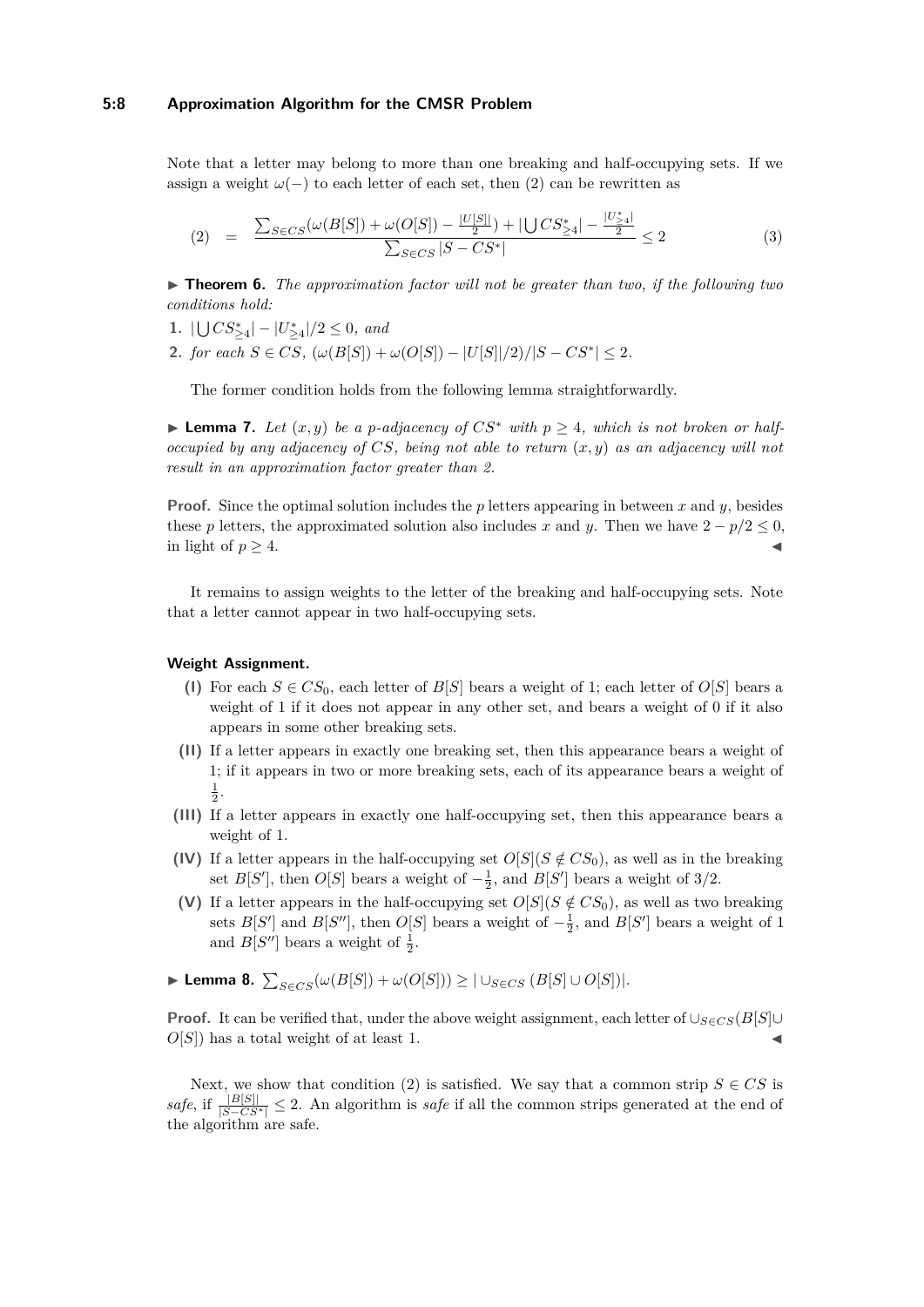Note that a letter may belong to more than one breaking and half-occupying sets. If we assign a weight $\omega(-)$ to each letter of each set, then (2) can be rewritten as

$$(2) \quad = \quad \frac{\sum_{S \in CS}(\omega(B[S]) + \omega(O[S]) - \frac{|U[S]|}{2}) + |\bigcup CS^*_{\geq 4}| - \frac{|U^*_{\geq 4}|}{2}}{\sum_{S \in CS} |S - CS^*|} \leq 2 \tag{3}$$

▶ **Theorem 6.** *The approximation factor will not be greater than two, if the following two conditions hold:*

1. $|\bigcup CS^*_{\geq 4}| - |U^*_{\geq 4}|/2 \leq 0$, *and*
2. *for each* $S \in CS$, $(\omega(B[S]) + \omega(O[S]) - |U[S]|/2)/|S - CS^*| \leq 2$.

The former condition holds from the following lemma straightforwardly.

▶ **Lemma 7.** *Let* $(x, y)$ *be a* $p$*-adjacency of* $CS^*$ *with* $p \geq 4$*, which is not broken or half-occupied by any adjacency of* $CS$*, being not able to return* $(x, y)$ *as an adjacency will not result in an approximation factor greater than 2.*

**Proof.** Since the optimal solution includes the $p$ letters appearing in between $x$ and $y$, besides these $p$ letters, the approximated solution also includes $x$ and $y$. Then we have $2 - p/2 \leq 0$, in light of $p \geq 4$. ◀

It remains to assign weights to the letter of the breaking and half-occupying sets. Note that a letter cannot appear in two half-occupying sets.

**Weight Assignment.**

**(I)** For each $S \in CS_0$, each letter of $B[S]$ bears a weight of 1; each letter of $O[S]$ bears a weight of 1 if it does not appear in any other set, and bears a weight of 0 if it also appears in some other breaking sets.

**(II)** If a letter appears in exactly one breaking set, then this appearance bears a weight of 1; if it appears in two or more breaking sets, each of its appearance bears a weight of $\frac{1}{2}$.

**(III)** If a letter appears in exactly one half-occupying set, then this appearance bears a weight of 1.

**(IV)** If a letter appears in the half-occupying set $O[S] (S \notin CS_0)$, as well as in the breaking set $B[S']$, then $O[S]$ bears a weight of $-\frac{1}{2}$, and $B[S']$ bears a weight of $3/2$.

**(V)** If a letter appears in the half-occupying set $O[S] (S \notin CS_0)$, as well as two breaking sets $B[S']$ and $B[S'']$, then $O[S]$ bears a weight of $-\frac{1}{2}$, and $B[S']$ bears a weight of 1 and $B[S'']$ bears a weight of $\frac{1}{2}$.

▶ **Lemma 8.** $\sum_{S \in CS}(\omega(B[S]) + \omega(O[S])) \geq |\cup_{S \in CS} (B[S] \cup O[S])|$.

**Proof.** It can be verified that, under the above weight assignment, each letter of $\cup_{S \in CS}(B[S] \cup O[S])$ has a total weight of at least 1. ◀

Next, we show that condition (2) is satisfied. We say that a common strip $S \in CS$ is *safe*, if $\frac{|B[S]|}{|S - CS^*|} \leq 2$. An algorithm is *safe* if all the common strips generated at the end of the algorithm are safe.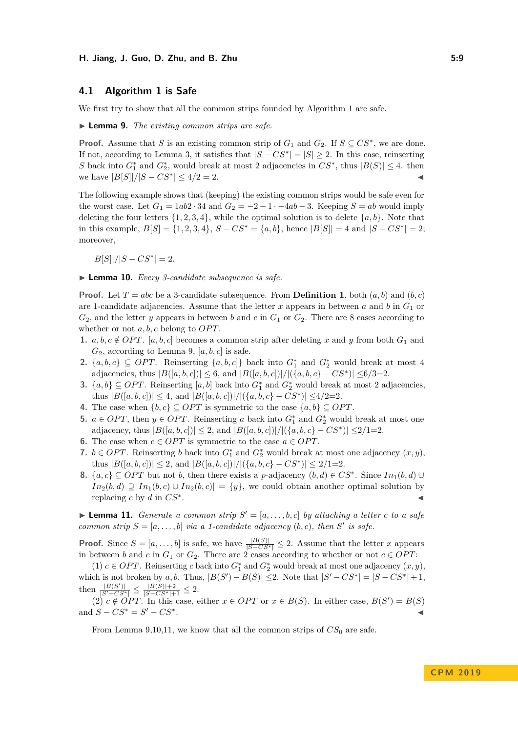## 4.1 Algorithm 1 is Safe

We first try to show that all the common strips founded by Algorithm 1 are safe.

▶ **Lemma 9.** *The existing common strips are safe.*

**Proof.** Assume that $S$ is an existing common strip of $G_1$ and $G_2$. If $S \subseteq CS^*$, we are done. If not, according to Lemma 3, it satisfies that $|S - CS^*| = |S| \geq 2$. In this case, reinserting $S$ back into $G_1^*$ and $G_2^*$, would break at most 2 adjacencies in $CS^*$, thus $|B(S)| \leq 4$. then we have $|B[S]|/|S - CS^*| \leq 4/2 = 2$. ◀

The following example shows that (keeping) the existing common strips would be safe even for the worst case. Let $G_1 = 1ab2 \cdot 34$ and $G_2 = -2-1\cdot -4ab-3$. Keeping $S = ab$ would imply deleting the four letters $\{1, 2, 3, 4\}$, while the optimal solution is to delete $\{a, b\}$. Note that in this example, $B[S] = \{1, 2, 3, 4\}$, $S - CS^* = \{a, b\}$, hence $|B[S]| = 4$ and $|S - CS^*| = 2$; moreover,

$$|B[S]|/|S - CS^*| = 2.$$

▶ **Lemma 10.** *Every 3-candidate subsequence is safe.*

**Proof.** Let $T = abc$ be a 3-candidate subsequence. From **Definition 1**, both $(a, b)$ and $(b, c)$ are 1-candidate adjacencies. Assume that the letter $x$ appears in between $a$ and $b$ in $G_1$ or $G_2$, and the letter $y$ appears in between $b$ and $c$ in $G_1$ or $G_2$. There are 8 cases according to whether or not $a, b, c$ belong to $OPT$.

1. $a, b, c \notin OPT$. $[a, b, c]$ becomes a common strip after deleting $x$ and $y$ from both $G_1$ and $G_2$, according to Lemma 9, $[a, b, c]$ is safe.
2. $\{a, b, c\} \subseteq OPT$. Reinserting $\{a, b, c\}$ back into $G_1^*$ and $G_2^*$ would break at most 4 adjacencies, thus $|B([a, b, c])| \leq 6$, and $|B([a, b, c])|/|(\{a, b, c\} - CS^*)| \leq 6/3{=}2$.
3. $\{a, b\} \subseteq OPT$. Reinserting $[a, b]$ back into $G_1^*$ and $G_2^*$ would break at most 2 adjacencies, thus $|B([a, b, c])| \leq 4$, and $|B([a, b, c])|/|(\{a, b, c\} - CS^*)| \leq 4/2{=}2$.
4. The case when $\{b, c\} \subseteq OPT$ is symmetric to the case $\{a, b\} \subseteq OPT$.
5. $a \in OPT$, then $y \in OPT$. Reinserting $a$ back into $G_1^*$ and $G_2^*$ would break at most one adjacency, thus $|B([a, b, c])| \leq 2$, and $|B([a, b, c])|/|(\{a, b, c\} - CS^*)| \leq 2/1{=}2$.
6. The case when $c \in OPT$ is symmetric to the case $a \in OPT$.
7. $b \in OPT$. Reinserting $b$ back into $G_1^*$ and $G_2^*$ would break at most one adjacency $(x, y)$, thus $|B([a, b, c])| \leq 2$, and $|B([a, b, c])|/|(\{a, b, c\} - CS^*)| \leq 2/1{=}2$.
8. $\{a, c\} \subseteq OPT$ but not $b$, then there exists a $p$-adjacency $(b, d) \in CS^*$. Since $In_1(b, d) \cup In_2(b, d) \supseteq In_1(b, c) \cup In_2(b, c)| = \{y\}$, we could obtain another optimal solution by replacing $c$ by $d$ in $CS^*$. ◀

▶ **Lemma 11.** *Generate a common strip $S' = [a, \ldots, b, c]$ by attaching a letter $c$ to a safe common strip $S = [a, \ldots, b]$ via a 1-candidate adjacency $(b, c)$, then $S'$ is safe.*

**Proof.** Since $S = [a, \ldots, b]$ is safe, we have $\frac{|B(S)|}{|S - CS^*|} \leq 2$. Assume that the letter $x$ appears in between $b$ and $c$ in $G_1$ or $G_2$. There are 2 cases according to whether or not $c \in OPT$:

(1) $c \in OPT$. Reinserting $c$ back into $G_1^*$ and $G_2^*$ would break at most one adjacency $(x, y)$, which is not broken by $a, b$. Thus, $|B(S') - B(S)| \leq 2$. Note that $|S' - CS^*| = |S - CS^*| + 1$, then $\frac{|B(S')|}{|S' - CS^*|} \leq \frac{|B(S)|+2}{|S - CS^*|+1} \leq 2$.

(2) $c \notin OPT$. In this case, either $x \in OPT$ or $x \in B(S)$. In either case, $B(S') = B(S)$ and $S - CS^* = S' - CS^*$. ◀

From Lemma 9,10,11, we know that all the common strips of $CS_0$ are safe.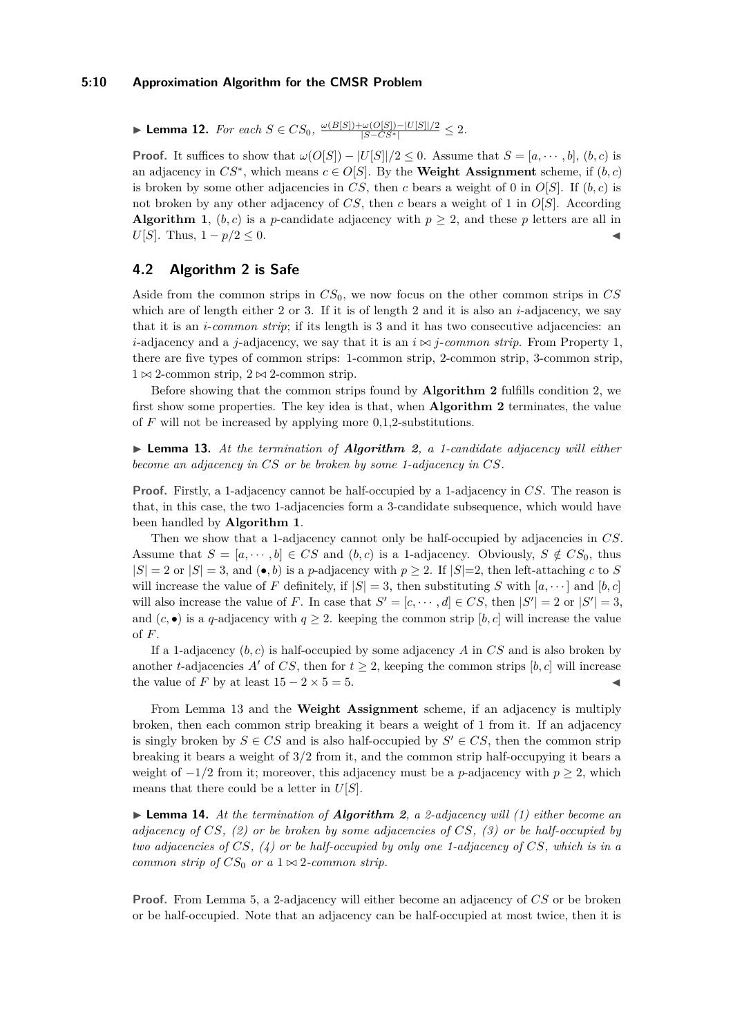▶ **Lemma 12.** *For each $S \in CS_0$, $\frac{\omega(B[S])+\omega(O[S])-|U[S]|/2}{|S-CS^*|} \leq 2$.*

**Proof.** It suffices to show that $\omega(O[S]) - |U[S]|/2 \leq 0$. Assume that $S = [a, \cdots, b]$, $(b, c)$ is an adjacency in $CS^*$, which means $c \in O[S]$. By the **Weight Assignment** scheme, if $(b, c)$ is broken by some other adjacencies in $CS$, then $c$ bears a weight of 0 in $O[S]$. If $(b, c)$ is not broken by any other adjacency of $CS$, then $c$ bears a weight of 1 in $O[S]$. According **Algorithm 1**, $(b, c)$ is a $p$-candidate adjacency with $p \geq 2$, and these $p$ letters are all in $U[S]$. Thus, $1 - p/2 \leq 0$. ◀

## 4.2 Algorithm 2 is Safe

Aside from the common strips in $CS_0$, we now focus on the other common strips in $CS$ which are of length either 2 or 3. If it is of length 2 and it is also an $i$-adjacency, we say that it is an *$i$-common strip*; if its length is 3 and it has two consecutive adjacencies: an $i$-adjacency and a $j$-adjacency, we say that it is an *$i \bowtie j$-common strip*. From Property 1, there are five types of common strips: 1-common strip, 2-common strip, 3-common strip, $1 \bowtie 2$-common strip, $2 \bowtie 2$-common strip.

Before showing that the common strips found by **Algorithm 2** fulfills condition 2, we first show some properties. The key idea is that, when **Algorithm 2** terminates, the value of $F$ will not be increased by applying more 0,1,2-substitutions.

▶ **Lemma 13.** *At the termination of **Algorithm 2**, a 1-candidate adjacency will either become an adjacency in $CS$ or be broken by some 1-adjacency in $CS$.*

**Proof.** Firstly, a 1-adjacency cannot be half-occupied by a 1-adjacency in $CS$. The reason is that, in this case, the two 1-adjacencies form a 3-candidate subsequence, which would have been handled by **Algorithm 1**.

Then we show that a 1-adjacency cannot only be half-occupied by adjacencies in $CS$. Assume that $S = [a, \cdots, b] \in CS$ and $(b, c)$ is a 1-adjacency. Obviously, $S \notin CS_0$, thus $|S| = 2$ or $|S| = 3$, and $(\bullet, b)$ is a $p$-adjacency with $p \geq 2$. If $|S|$=2, then left-attaching $c$ to $S$ will increase the value of $F$ definitely, if $|S| = 3$, then substituting $S$ with $[a, \cdots]$ and $[b, c]$ will also increase the value of $F$. In case that $S' = [c, \cdots, d] \in CS$, then $|S'| = 2$ or $|S'| = 3$, and $(c, \bullet)$ is a $q$-adjacency with $q \geq 2$. keeping the common strip $[b, c]$ will increase the value of $F$.

If a 1-adjacency $(b, c)$ is half-occupied by some adjacency $A$ in $CS$ and is also broken by another $t$-adjacencies $A'$ of $CS$, then for $t \geq 2$, keeping the common strips $[b, c]$ will increase the value of $F$ by at least $15 - 2 \times 5 = 5$. ◀

From Lemma 13 and the **Weight Assignment** scheme, if an adjacency is multiply broken, then each common strip breaking it bears a weight of 1 from it. If an adjacency is singly broken by $S \in CS$ and is also half-occupied by $S' \in CS$, then the common strip breaking it bears a weight of 3/2 from it, and the common strip half-occupying it bears a weight of $-1/2$ from it; moreover, this adjacency must be a $p$-adjacency with $p \geq 2$, which means that there could be a letter in $U[S]$.

▶ **Lemma 14.** *At the termination of **Algorithm 2**, a 2-adjacency will (1) either become an adjacency of $CS$, (2) or be broken by some adjacencies of $CS$, (3) or be half-occupied by two adjacencies of $CS$, (4) or be half-occupied by only one 1-adjacency of $CS$, which is in a common strip of $CS_0$ or a $1 \bowtie 2$-common strip.*

**Proof.** From Lemma 5, a 2-adjacency will either become an adjacency of $CS$ or be broken or be half-occupied. Note that an adjacency can be half-occupied at most twice, then it is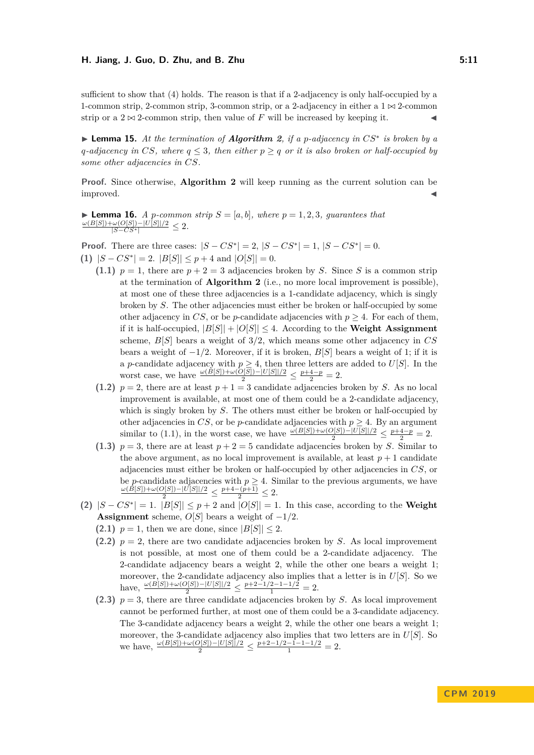sufficient to show that (4) holds. The reason is that if a 2-adjacency is only half-occupied by a 1-common strip, 2-common strip, 3-common strip, or a 2-adjacency in either a $1 \bowtie 2$-common strip or a $2 \bowtie 2$-common strip, then value of $F$ will be increased by keeping it. ◀

▶ **Lemma 15.** *At the termination of **Algorithm 2**, if a $p$-adjacency in $CS^*$ is broken by a $q$-adjacency in $CS$, where $q \leq 3$, then either $p \geq q$ or it is also broken or half-occupied by some other adjacencies in $CS$.*

**Proof.** Since otherwise, **Algorithm 2** will keep running as the current solution can be improved. ◀

▶ **Lemma 16.** *A $p$-common strip $S = [a, b]$, where $p = 1, 2, 3$, guarantees that* $\frac{\omega(B[S])+\omega(O[S])-|U[S]|/2}{|S-CS^*|} \leq 2$.

**Proof.** There are three cases: $|S - CS^*| = 2$, $|S - CS^*| = 1$, $|S - CS^*| = 0$.

**(1)** $|S - CS^*| = 2$. $|B[S]| \leq p + 4$ and $|O[S]| = 0$.

- **(1.1)** $p = 1$, there are $p + 2 = 3$ adjacencies broken by $S$. Since $S$ is a common strip at the termination of **Algorithm 2** (i.e., no more local improvement is possible), at most one of these three adjacencies is a 1-candidate adjacency, which is singly broken by $S$. The other adjacencies must either be broken or half-occupied by some other adjacency in $CS$, or be $p$-candidate adjacencies with $p \geq 4$. For each of them, if it is half-occupied, $|B[S]| + |O[S]| \leq 4$. According to the **Weight Assignment** scheme, $B[S]$ bears a weight of $3/2$, which means some other adjacency in $CS$ bears a weight of $-1/2$. Moreover, if it is broken, $B[S]$ bears a weight of 1; if it is a $p$-candidate adjacency with $p \geq 4$, then three letters are added to $U[S]$. In the worst case, we have $\frac{\omega(B[S])+\omega(O[S])-|U[S]|/2}{2} \leq \frac{p+4-p}{2} = 2$.
- **(1.2)** $p = 2$, there are at least $p + 1 = 3$ candidate adjacencies broken by $S$. As no local improvement is available, at most one of them could be a 2-candidate adjacency, which is singly broken by $S$. The others must either be broken or half-occupied by other adjacencies in $CS$, or be $p$-candidate adjacencies with $p \geq 4$. By an argument similar to (1.1), in the worst case, we have $\frac{\omega(B[S])+\omega(O[S])-|U[S]|/2}{2} \leq \frac{p+4-p}{2} = 2$.
- **(1.3)** $p = 3$, there are at least $p + 2 = 5$ candidate adjacencies broken by $S$. Similar to the above argument, as no local improvement is available, at least $p + 1$ candidate adjacencies must either be broken or half-occupied by other adjacencies in $CS$, or be $p$-candidate adjacencies with $p \geq 4$. Similar to the previous arguments, we have $\frac{\omega(B[S])+\omega(O[S])-|U[S]|/2}{2} \leq \frac{p+4-(p+1)}{2} \leq 2$.

**(2)** $|S - CS^*| = 1$. $|B[S]| \leq p + 2$ and $|O[S]| = 1$. In this case, according to the **Weight Assignment** scheme, $O[S]$ bears a weight of $-1/2$.

- **(2.1)** $p = 1$, then we are done, since $|B[S]| \leq 2$.
- **(2.2)** $p = 2$, there are two candidate adjacencies broken by $S$. As local improvement is not possible, at most one of them could be a 2-candidate adjacency. The 2-candidate adjacency bears a weight 2, while the other one bears a weight 1; moreover, the 2-candidate adjacency also implies that a letter is in $U[S]$. So we have, $\frac{\omega(B[S])+\omega(O[S])-|U[S]|/2}{2} \leq \frac{p+2-1/2-1-1/2}{1} = 2$.
- **(2.3)** $p = 3$, there are three candidate adjacencies broken by $S$. As local improvement cannot be performed further, at most one of them could be a 3-candidate adjacency. The 3-candidate adjacency bears a weight 2, while the other one bears a weight 1; moreover, the 3-candidate adjacency also implies that two letters are in $U[S]$. So we have, $\frac{\omega(B[S])+\omega(O[S])-|U[S]|/2}{2} \leq \frac{p+2-1/2-1-1-1/2}{1} = 2$.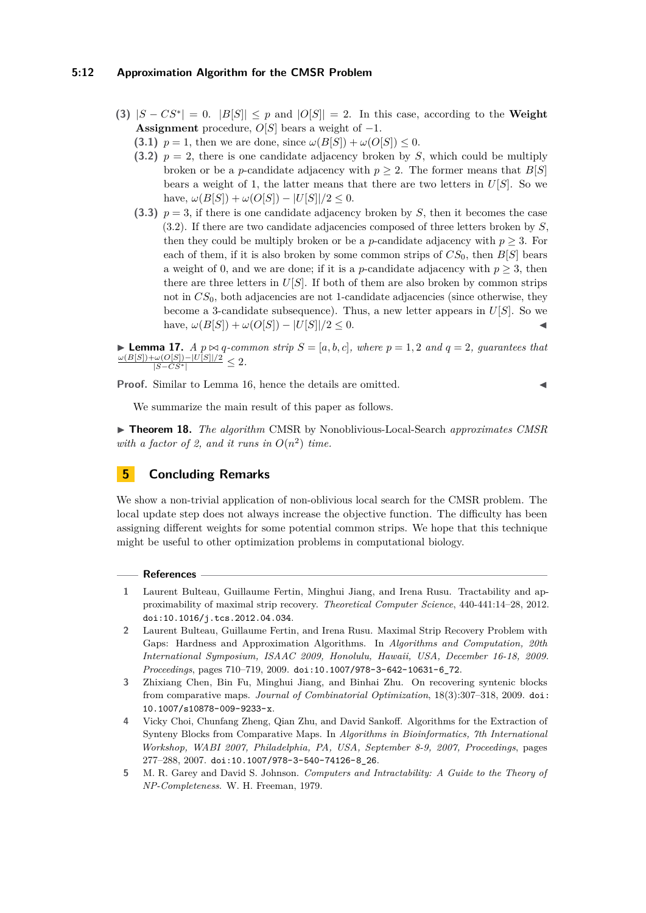**(3)** $|S - CS^*| = 0$. $|B[S]| \leq p$ and $|O[S]| = 2$. In this case, according to the **Weight Assignment** procedure, $O[S]$ bears a weight of $-1$.

- **(3.1)** $p = 1$, then we are done, since $\omega(B[S]) + \omega(O[S]) \leq 0$.
- **(3.2)** $p = 2$, there is one candidate adjacency broken by $S$, which could be multiply broken or be a $p$-candidate adjacency with $p \geq 2$. The former means that $B[S]$ bears a weight of 1, the latter means that there are two letters in $U[S]$. So we have, $\omega(B[S]) + \omega(O[S]) - |U[S]|/2 \leq 0$.
- **(3.3)** $p = 3$, if there is one candidate adjacency broken by $S$, then it becomes the case (3.2). If there are two candidate adjacencies composed of three letters broken by $S$, then they could be multiply broken or be a $p$-candidate adjacency with $p \geq 3$. For each of them, if it is also broken by some common strips of $CS_0$, then $B[S]$ bears a weight of 0, and we are done; if it is a $p$-candidate adjacency with $p \geq 3$, then there are three letters in $U[S]$. If both of them are also broken by common strips not in $CS_0$, both adjacencies are not 1-candidate adjacencies (since otherwise, they become a 3-candidate subsequence). Thus, a new letter appears in $U[S]$. So we have, $\omega(B[S]) + \omega(O[S]) - |U[S]|/2 \leq 0$. ◀

▶ **Lemma 17.** *A $p \bowtie q$-common strip $S = [a, b, c]$, where $p = 1, 2$ and $q = 2$, guarantees that* $\frac{\omega(B[S]) + \omega(O[S]) - |U[S]|/2}{|S - CS^*|} \leq 2$.

**Proof.** Similar to Lemma 16, hence the details are omitted. ◀

We summarize the main result of this paper as follows.

▶ **Theorem 18.** *The algorithm* CMSR by Nonoblivious-Local-Search *approximates CMSR with a factor of 2, and it runs in $O(n^2)$ time.*

## 5 Concluding Remarks

We show a non-trivial application of non-oblivious local search for the CMSR problem. The local update step does not always increase the objective function. The difficulty has been assigning different weights for some potential common strips. We hope that this technique might be useful to other optimization problems in computational biology.

### References

1. Laurent Bulteau, Guillaume Fertin, Minghui Jiang, and Irena Rusu. Tractability and approximability of maximal strip recovery. *Theoretical Computer Science*, 440-441:14–28, 2012. doi:10.1016/j.tcs.2012.04.034.
2. Laurent Bulteau, Guillaume Fertin, and Irena Rusu. Maximal Strip Recovery Problem with Gaps: Hardness and Approximation Algorithms. In *Algorithms and Computation, 20th International Symposium, ISAAC 2009, Honolulu, Hawaii, USA, December 16-18, 2009. Proceedings*, pages 710–719, 2009. doi:10.1007/978-3-642-10631-6_72.
3. Zhixiang Chen, Bin Fu, Minghui Jiang, and Binhai Zhu. On recovering syntenic blocks from comparative maps. *Journal of Combinatorial Optimization*, 18(3):307–318, 2009. doi:10.1007/s10878-009-9233-x.
4. Vicky Choi, Chunfang Zheng, Qian Zhu, and David Sankoff. Algorithms for the Extraction of Synteny Blocks from Comparative Maps. In *Algorithms in Bioinformatics, 7th International Workshop, WABI 2007, Philadelphia, PA, USA, September 8-9, 2007, Proceedings*, pages 277–288, 2007. doi:10.1007/978-3-540-74126-8_26.
5. M. R. Garey and David S. Johnson. *Computers and Intractability: A Guide to the Theory of NP-Completeness*. W. H. Freeman, 1979.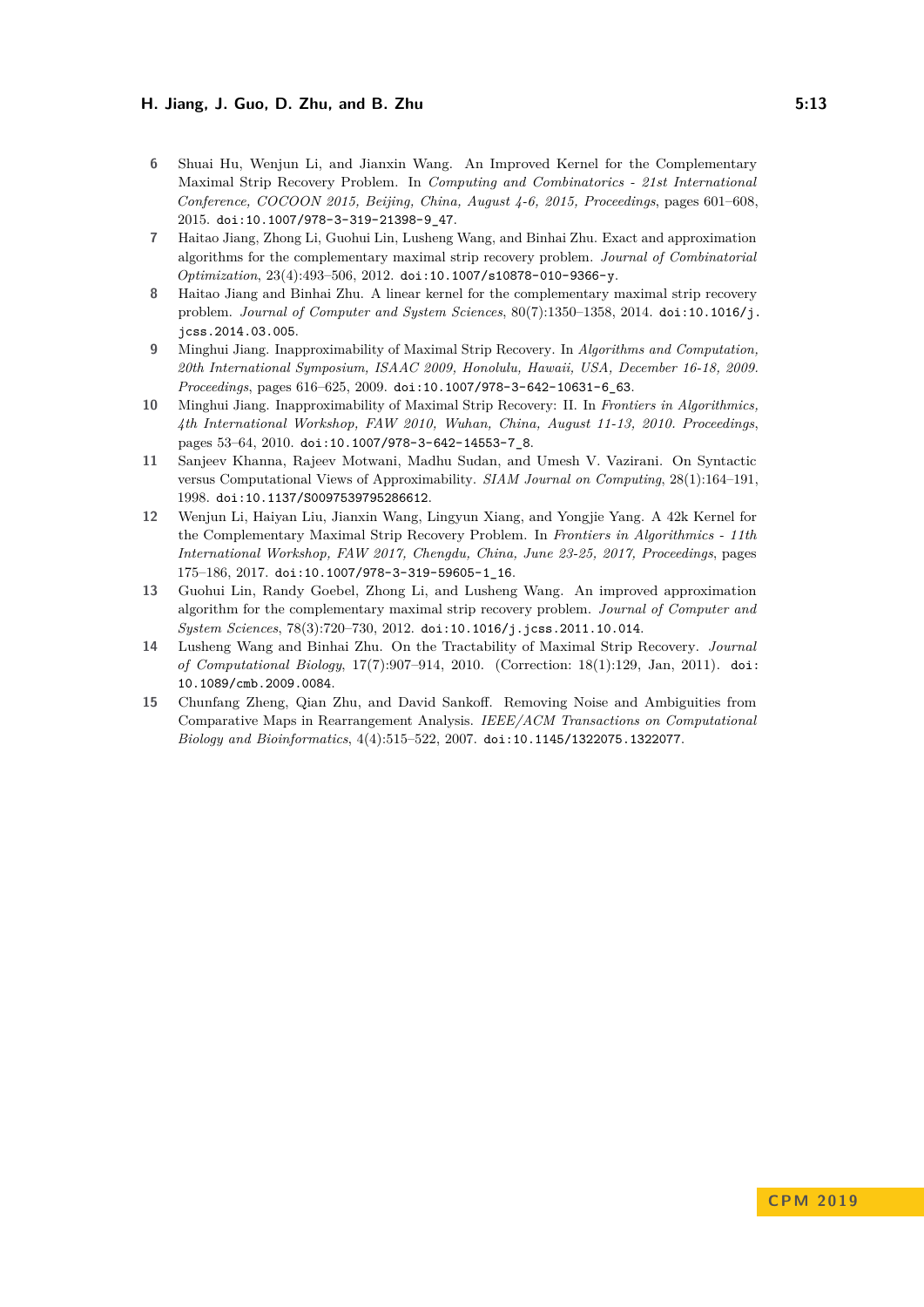6. Shuai Hu, Wenjun Li, and Jianxin Wang. An Improved Kernel for the Complementary Maximal Strip Recovery Problem. In *Computing and Combinatorics - 21st International Conference, COCOON 2015, Beijing, China, August 4-6, 2015, Proceedings*, pages 601–608, 2015. doi:10.1007/978-3-319-21398-9_47.
7. Haitao Jiang, Zhong Li, Guohui Lin, Lusheng Wang, and Binhai Zhu. Exact and approximation algorithms for the complementary maximal strip recovery problem. *Journal of Combinatorial Optimization*, 23(4):493–506, 2012. doi:10.1007/s10878-010-9366-y.
8. Haitao Jiang and Binhai Zhu. A linear kernel for the complementary maximal strip recovery problem. *Journal of Computer and System Sciences*, 80(7):1350–1358, 2014. doi:10.1016/j.jcss.2014.03.005.
9. Minghui Jiang. Inapproximability of Maximal Strip Recovery. In *Algorithms and Computation, 20th International Symposium, ISAAC 2009, Honolulu, Hawaii, USA, December 16-18, 2009. Proceedings*, pages 616–625, 2009. doi:10.1007/978-3-642-10631-6_63.
10. Minghui Jiang. Inapproximability of Maximal Strip Recovery: II. In *Frontiers in Algorithmics, 4th International Workshop, FAW 2010, Wuhan, China, August 11-13, 2010. Proceedings*, pages 53–64, 2010. doi:10.1007/978-3-642-14553-7_8.
11. Sanjeev Khanna, Rajeev Motwani, Madhu Sudan, and Umesh V. Vazirani. On Syntactic versus Computational Views of Approximability. *SIAM Journal on Computing*, 28(1):164–191, 1998. doi:10.1137/S0097539795286612.
12. Wenjun Li, Haiyan Liu, Jianxin Wang, Lingyun Xiang, and Yongjie Yang. A 42k Kernel for the Complementary Maximal Strip Recovery Problem. In *Frontiers in Algorithmics - 11th International Workshop, FAW 2017, Chengdu, China, June 23-25, 2017, Proceedings*, pages 175–186, 2017. doi:10.1007/978-3-319-59605-1_16.
13. Guohui Lin, Randy Goebel, Zhong Li, and Lusheng Wang. An improved approximation algorithm for the complementary maximal strip recovery problem. *Journal of Computer and System Sciences*, 78(3):720–730, 2012. doi:10.1016/j.jcss.2011.10.014.
14. Lusheng Wang and Binhai Zhu. On the Tractability of Maximal Strip Recovery. *Journal of Computational Biology*, 17(7):907–914, 2010. (Correction: 18(1):129, Jan, 2011). doi:10.1089/cmb.2009.0084.
15. Chunfang Zheng, Qian Zhu, and David Sankoff. Removing Noise and Ambiguities from Comparative Maps in Rearrangement Analysis. *IEEE/ACM Transactions on Computational Biology and Bioinformatics*, 4(4):515–522, 2007. doi:10.1145/1322075.1322077.